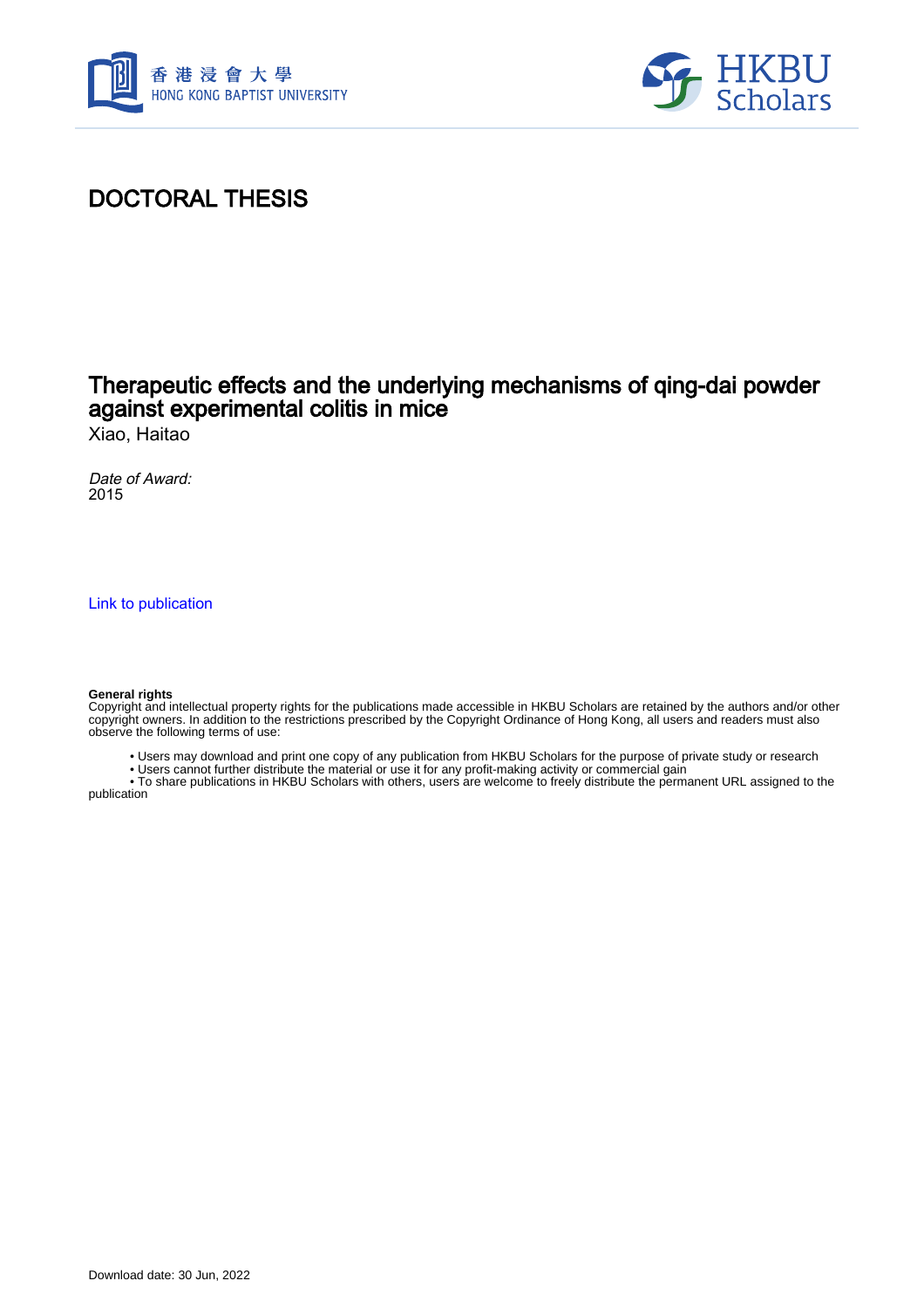# DOCTORAL THESIS

## Therapeutic effects and the underlying mechanisms of qing-dai powder against experimental colitis in mice

Xiao, Haitao

*Date of Award:*
2015

Link to publication

**General rights**
Copyright and intellectual property rights for the publications made accessible in HKBU Scholars are retained by the authors and/or other copyright owners. In addition to the restrictions prescribed by the Copyright Ordinance of Hong Kong, all users and readers must also observe the following terms of use:

- Users may download and print one copy of any publication from HKBU Scholars for the purpose of private study or research
- Users cannot further distribute the material or use it for any profit-making activity or commercial gain
- To share publications in HKBU Scholars with others, users are welcome to freely distribute the permanent URL assigned to the publication

Download date: 30 Jun, 2022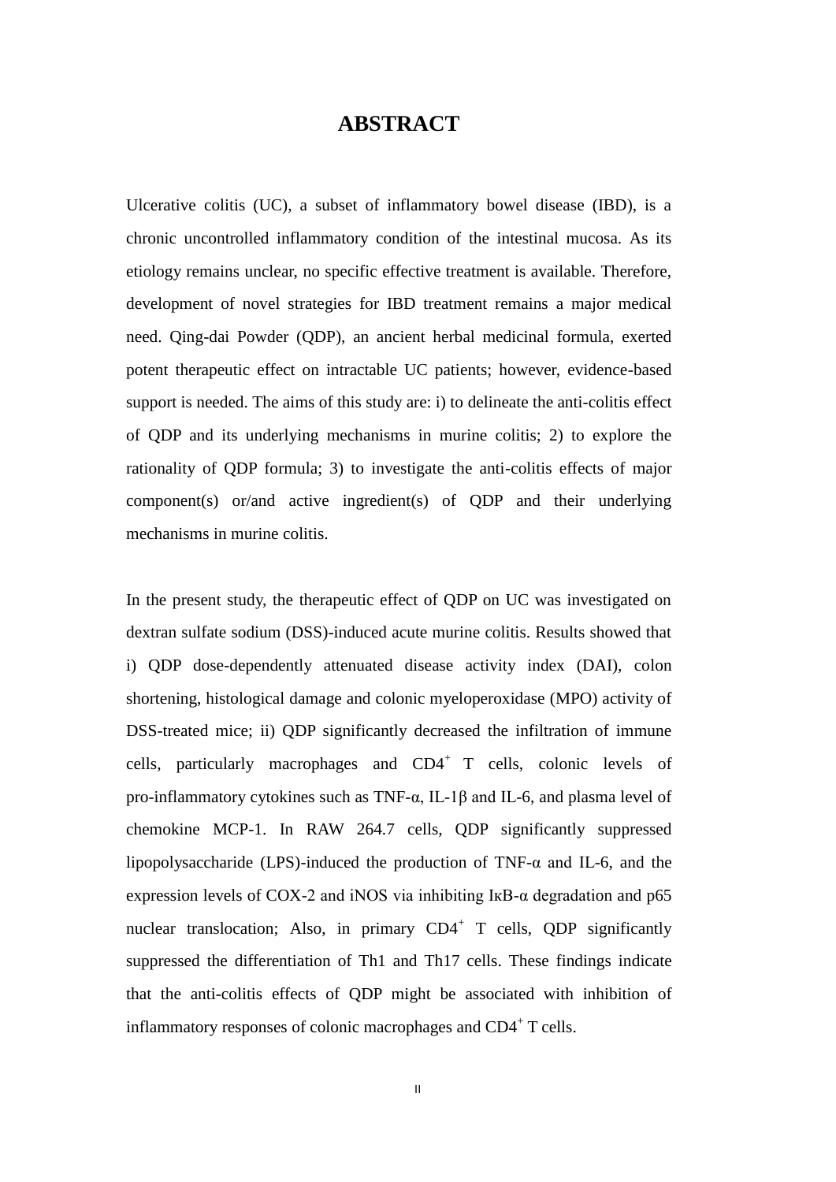# ABSTRACT

Ulcerative colitis (UC), a subset of inflammatory bowel disease (IBD), is a chronic uncontrolled inflammatory condition of the intestinal mucosa. As its etiology remains unclear, no specific effective treatment is available. Therefore, development of novel strategies for IBD treatment remains a major medical need. Qing-dai Powder (QDP), an ancient herbal medicinal formula, exerted potent therapeutic effect on intractable UC patients; however, evidence-based support is needed. The aims of this study are: i) to delineate the anti-colitis effect of QDP and its underlying mechanisms in murine colitis; 2) to explore the rationality of QDP formula; 3) to investigate the anti-colitis effects of major component(s) or/and active ingredient(s) of QDP and their underlying mechanisms in murine colitis.

In the present study, the therapeutic effect of QDP on UC was investigated on dextran sulfate sodium (DSS)-induced acute murine colitis. Results showed that i) QDP dose-dependently attenuated disease activity index (DAI), colon shortening, histological damage and colonic myeloperoxidase (MPO) activity of DSS-treated mice; ii) QDP significantly decreased the infiltration of immune cells, particularly macrophages and $CD4^+$ T cells, colonic levels of pro-inflammatory cytokines such as TNF-α, IL-1β and IL-6, and plasma level of chemokine MCP-1. In RAW 264.7 cells, QDP significantly suppressed lipopolysaccharide (LPS)-induced the production of TNF-α and IL-6, and the expression levels of COX-2 and iNOS via inhibiting IκB-α degradation and p65 nuclear translocation; Also, in primary $CD4^+$ T cells, QDP significantly suppressed the differentiation of Th1 and Th17 cells. These findings indicate that the anti-colitis effects of QDP might be associated with inhibition of inflammatory responses of colonic macrophages and $CD4^+$ T cells.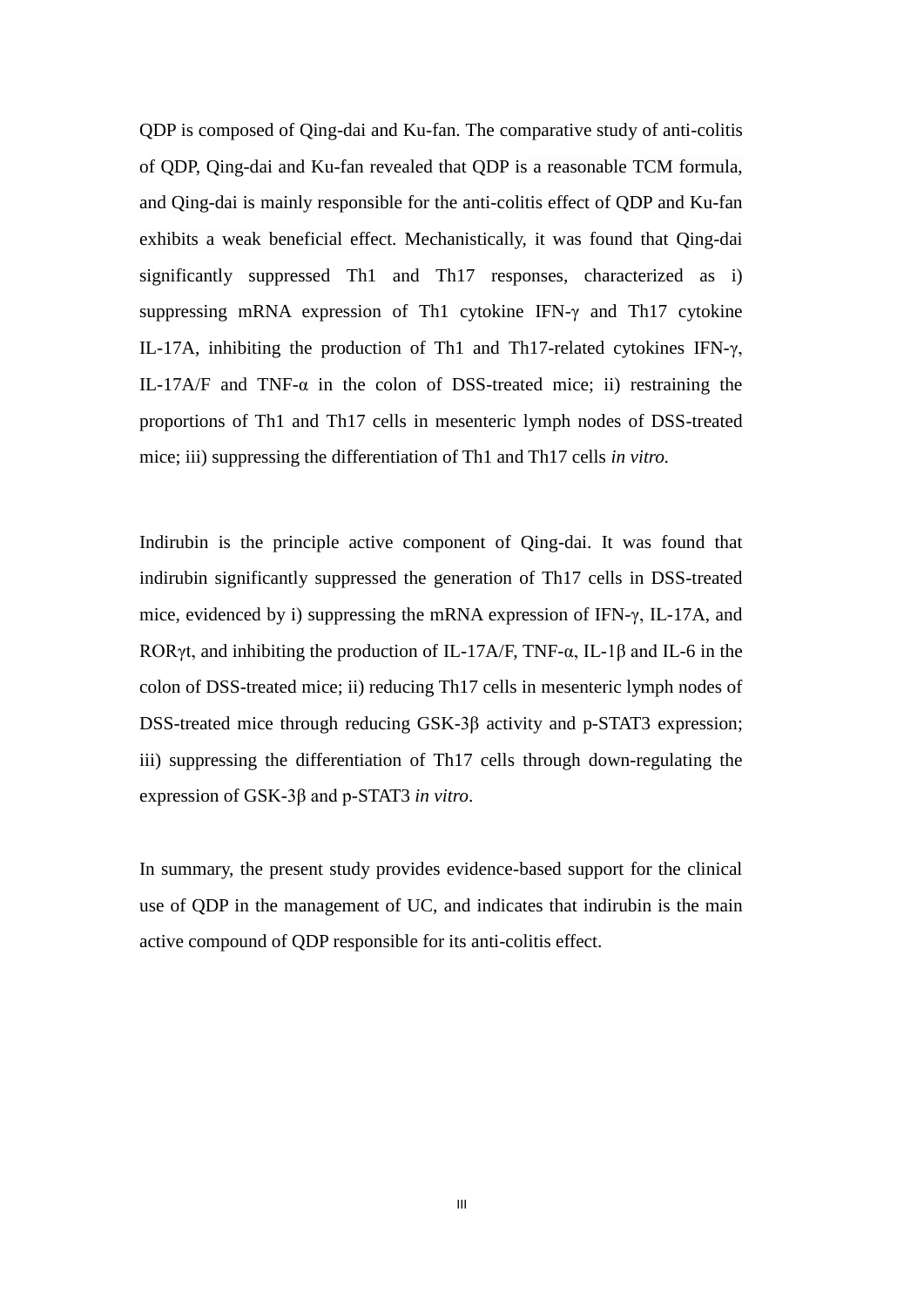QDP is composed of Qing-dai and Ku-fan. The comparative study of anti-colitis of QDP, Qing-dai and Ku-fan revealed that QDP is a reasonable TCM formula, and Qing-dai is mainly responsible for the anti-colitis effect of QDP and Ku-fan exhibits a weak beneficial effect. Mechanistically, it was found that Qing-dai significantly suppressed Th1 and Th17 responses, characterized as i) suppressing mRNA expression of Th1 cytokine IFN-γ and Th17 cytokine IL-17A, inhibiting the production of Th1 and Th17-related cytokines IFN-γ, IL-17A/F and TNF-α in the colon of DSS-treated mice; ii) restraining the proportions of Th1 and Th17 cells in mesenteric lymph nodes of DSS-treated mice; iii) suppressing the differentiation of Th1 and Th17 cells *in vitro.*

Indirubin is the principle active component of Qing-dai. It was found that indirubin significantly suppressed the generation of Th17 cells in DSS-treated mice, evidenced by i) suppressing the mRNA expression of IFN-γ, IL-17A, and RORγt, and inhibiting the production of IL-17A/F, TNF-α, IL-1β and IL-6 in the colon of DSS-treated mice; ii) reducing Th17 cells in mesenteric lymph nodes of DSS-treated mice through reducing GSK-3β activity and p-STAT3 expression; iii) suppressing the differentiation of Th17 cells through down-regulating the expression of GSK-3β and p-STAT3 *in vitro*.

In summary, the present study provides evidence-based support for the clinical use of QDP in the management of UC, and indicates that indirubin is the main active compound of QDP responsible for its anti-colitis effect.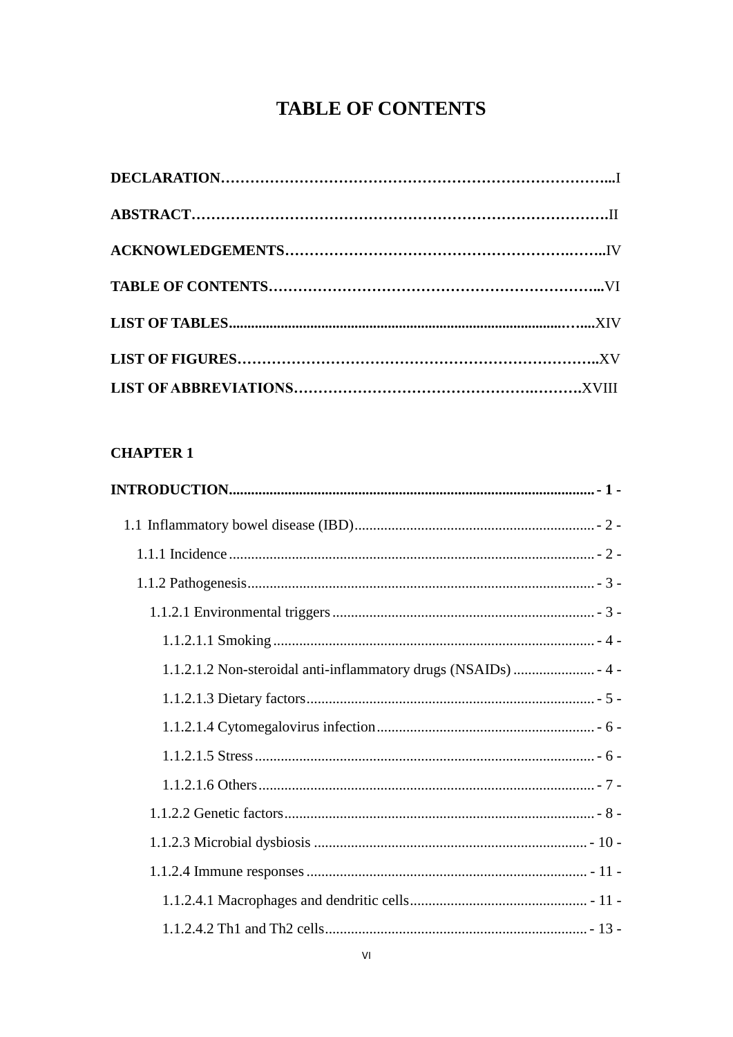# TABLE OF CONTENTS

**DECLARATION**……………………………………………………………………...I

**ABSTRACT**……………………………………………………………………….II

**ACKNOWLEDGEMENTS**…………………………………………………….……..IV

**TABLE OF CONTENTS**…………………………………………………………...VI

**LIST OF TABLES**..................................................................................……....XIV

**LIST OF FIGURES**………………………………………………………………..XV

**LIST OF ABBREVIATIONS**………………………………………….……….XVIII

**CHAPTER 1**

**INTRODUCTION**.................................................................................................... - 1 -

1.1 Inflammatory bowel disease (IBD)................................................................. - 2 -

1.1.1 Incidence ................................................................................................... - 2 -

1.1.2 Pathogenesis.............................................................................................. - 3 -

1.1.2.1 Environmental triggers ....................................................................... - 3 -

1.1.2.1.1 Smoking ....................................................................................... - 4 -

1.1.2.1.2 Non-steroidal anti-inflammatory drugs (NSAIDs) ...................... - 4 -

1.1.2.1.3 Dietary factors.............................................................................. - 5 -

1.1.2.1.4 Cytomegalovirus infection........................................................... - 6 -

1.1.2.1.5 Stress............................................................................................ - 6 -

1.1.2.1.6 Others........................................................................................... - 7 -

1.1.2.2 Genetic factors.................................................................................... - 8 -

1.1.2.3 Microbial dysbiosis ........................................................................... - 10 -

1.1.2.4 Immune responses ............................................................................ - 11 -

1.1.2.4.1 Macrophages and dendritic cells................................................ - 11 -

1.1.2.4.2 Th1 and Th2 cells....................................................................... - 13 -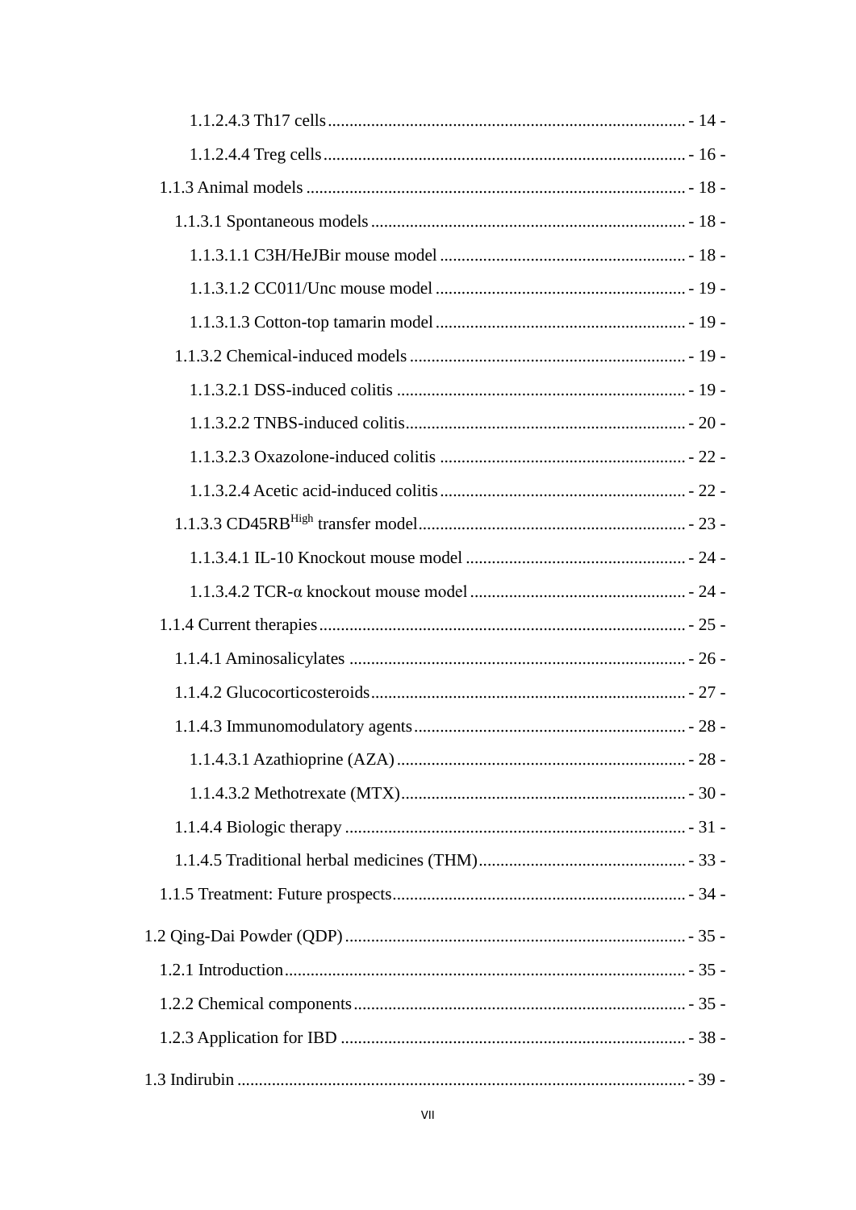1.1.2.4.3 Th17 cells ........................................................................... - 14 -

1.1.2.4.4 Treg cells ........................................................................... - 16 -

1.1.3 Animal models ........................................................................... - 18 -

1.1.3.1 Spontaneous models ........................................................................... - 18 -

1.1.3.1.1 C3H/HeJBir mouse model ........................................................................... - 18 -

1.1.3.1.2 CC011/Unc mouse model ........................................................................... - 19 -

1.1.3.1.3 Cotton-top tamarin model ........................................................................... - 19 -

1.1.3.2 Chemical-induced models ........................................................................... - 19 -

1.1.3.2.1 DSS-induced colitis ........................................................................... - 19 -

1.1.3.2.2 TNBS-induced colitis ........................................................................... - 20 -

1.1.3.2.3 Oxazolone-induced colitis ........................................................................... - 22 -

1.1.3.2.4 Acetic acid-induced colitis ........................................................................... - 22 -

1.1.3.3 CD45RB$^{High}$ transfer model ........................................................................... - 23 -

1.1.3.4.1 IL-10 Knockout mouse model ........................................................................... - 24 -

1.1.3.4.2 TCR-α knockout mouse model ........................................................................... - 24 -

1.1.4 Current therapies ........................................................................... - 25 -

1.1.4.1 Aminosalicylates ........................................................................... - 26 -

1.1.4.2 Glucocorticosteroids ........................................................................... - 27 -

1.1.4.3 Immunomodulatory agents ........................................................................... - 28 -

1.1.4.3.1 Azathioprine (AZA) ........................................................................... - 28 -

1.1.4.3.2 Methotrexate (MTX) ........................................................................... - 30 -

1.1.4.4 Biologic therapy ........................................................................... - 31 -

1.1.4.5 Traditional herbal medicines (THM) ........................................................................... - 33 -

1.1.5 Treatment: Future prospects ........................................................................... - 34 -

1.2 Qing-Dai Powder (QDP) ........................................................................... - 35 -

1.2.1 Introduction ........................................................................... - 35 -

1.2.2 Chemical components ........................................................................... - 35 -

1.2.3 Application for IBD ........................................................................... - 38 -

1.3 Indirubin ........................................................................... - 39 -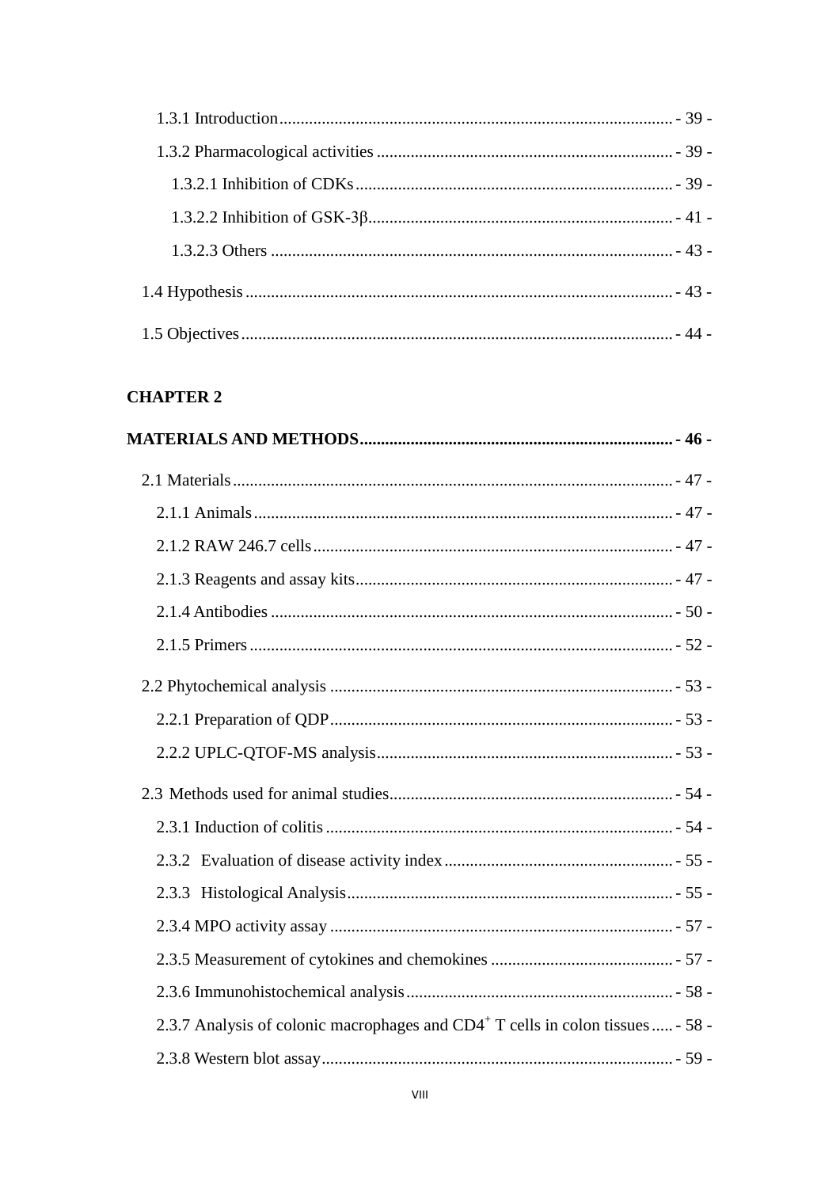1.3.1 Introduction ........................................................................................ - 39 -

1.3.2 Pharmacological activities ..................................................................... - 39 -

1.3.2.1 Inhibition of CDKs ........................................................................... - 39 -

1.3.2.2 Inhibition of GSK-3β ....................................................................... - 41 -

1.3.2.3 Others ............................................................................................. - 43 -

1.4 Hypothesis ..................................................................................................... - 43 -

1.5 Objectives ...................................................................................................... - 44 -

**CHAPTER 2**

**MATERIALS AND METHODS ........................................................................... - 46 -**

2.1 Materials ........................................................................................................ - 47 -

2.1.1 Animals .................................................................................................. - 47 -

2.1.2 RAW 246.7 cells ..................................................................................... - 47 -

2.1.3 Reagents and assay kits .......................................................................... - 47 -

2.1.4 Antibodies .............................................................................................. - 50 -

2.1.5 Primers ................................................................................................... - 52 -

2.2 Phytochemical analysis ................................................................................. - 53 -

2.2.1 Preparation of QDP ................................................................................ - 53 -

2.2.2 UPLC-QTOF-MS analysis ..................................................................... - 53 -

2.3 Methods used for animal studies ................................................................... - 54 -

2.3.1 Induction of colitis ................................................................................. - 54 -

2.3.2 Evaluation of disease activity index ...................................................... - 55 -

2.3.3 Histological Analysis ............................................................................. - 55 -

2.3.4 MPO activity assay ................................................................................ - 57 -

2.3.5 Measurement of cytokines and chemokines .......................................... - 57 -

2.3.6 Immunohistochemical analysis .............................................................. - 58 -

2.3.7 Analysis of colonic macrophages and $CD4^+$ T cells in colon tissues ..... - 58 -

2.3.8 Western blot assay .................................................................................. - 59 -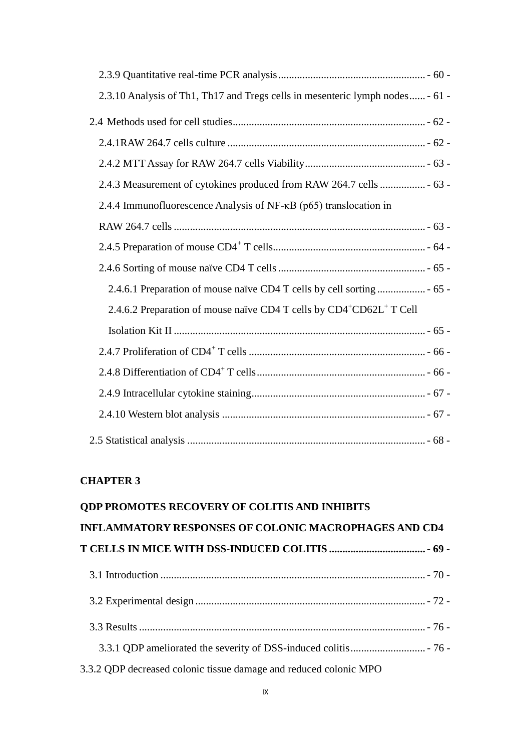2.3.9 Quantitative real-time PCR analysis - 60 -

2.3.10 Analysis of Th1, Th17 and Tregs cells in mesenteric lymph nodes - 61 -

2.4 Methods used for cell studies - 62 -

2.4.1RAW 264.7 cells culture - 62 -

2.4.2 MTT Assay for RAW 264.7 cells Viability - 63 -

2.4.3 Measurement of cytokines produced from RAW 264.7 cells - 63 -

2.4.4 Immunofluorescence Analysis of NF-κB (p65) translocation in RAW 264.7 cells - 63 -

2.4.5 Preparation of mouse $CD4^+$ T cells - 64 -

2.4.6 Sorting of mouse naïve CD4 T cells - 65 -

2.4.6.1 Preparation of mouse naïve CD4 T cells by cell sorting - 65 -

2.4.6.2 Preparation of mouse naïve CD4 T cells by $CD4^+CD62L^+$ T Cell Isolation Kit II - 65 -

2.4.7 Proliferation of $CD4^+$ T cells - 66 -

2.4.8 Differentiation of $CD4^+$ T cells - 66 -

2.4.9 Intracellular cytokine staining - 67 -

2.4.10 Western blot analysis - 67 -

2.5 Statistical analysis - 68 -

**CHAPTER 3**

**QDP PROMOTES RECOVERY OF COLITIS AND INHIBITS INFLAMMATORY RESPONSES OF COLONIC MACROPHAGES AND CD4 T CELLS IN MICE WITH DSS-INDUCED COLITIS - 69 -**

3.1 Introduction - 70 -

3.2 Experimental design - 72 -

3.3 Results - 76 -

3.3.1 QDP ameliorated the severity of DSS-induced colitis - 76 -

3.3.2 QDP decreased colonic tissue damage and reduced colonic MPO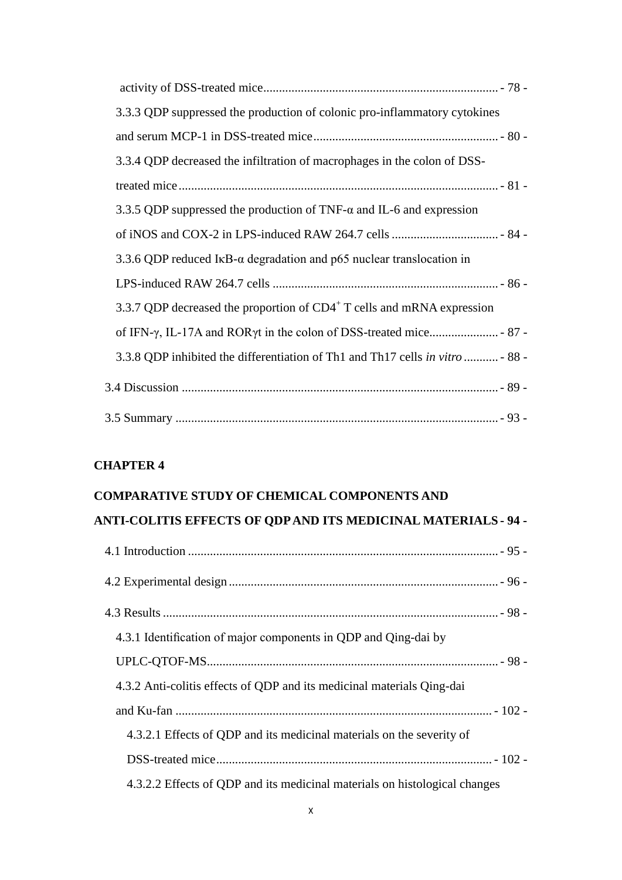activity of DSS-treated mice ........................................................................... - 78 -

3.3.3 QDP suppressed the production of colonic pro-inflammatory cytokines and serum MCP-1 in DSS-treated mice ........................................................... - 80 -

3.3.4 QDP decreased the infiltration of macrophages in the colon of DSS-treated mice ...................................................................................................... - 81 -

3.3.5 QDP suppressed the production of TNF-α and IL-6 and expression of iNOS and COX-2 in LPS-induced RAW 264.7 cells .................................. - 84 -

3.3.6 QDP reduced IκB-α degradation and p65 nuclear translocation in LPS-induced RAW 264.7 cells ........................................................................ - 86 -

3.3.7 QDP decreased the proportion of $CD4^+$ T cells and mRNA expression of IFN-γ, IL-17A and RORγt in the colon of DSS-treated mice...................... - 87 -

3.3.8 QDP inhibited the differentiation of Th1 and Th17 cells *in vitro* ........... - 88 -

3.4 Discussion ..................................................................................................... - 89 -

3.5 Summary ....................................................................................................... - 93 -

**CHAPTER 4**

**COMPARATIVE STUDY OF CHEMICAL COMPONENTS AND ANTI-COLITIS EFFECTS OF QDP AND ITS MEDICINAL MATERIALS - 94 -**

4.1 Introduction ................................................................................................... - 95 -

4.2 Experimental design ...................................................................................... - 96 -

4.3 Results ........................................................................................................... - 98 -

4.3.1 Identification of major components in QDP and Qing-dai by UPLC-QTOF-MS............................................................................................. - 98 -

4.3.2 Anti-colitis effects of QDP and its medicinal materials Qing-dai and Ku-fan ...................................................................................................... - 102 -

4.3.2.1 Effects of QDP and its medicinal materials on the severity of DSS-treated mice......................................................................................... - 102 -

4.3.2.2 Effects of QDP and its medicinal materials on histological changes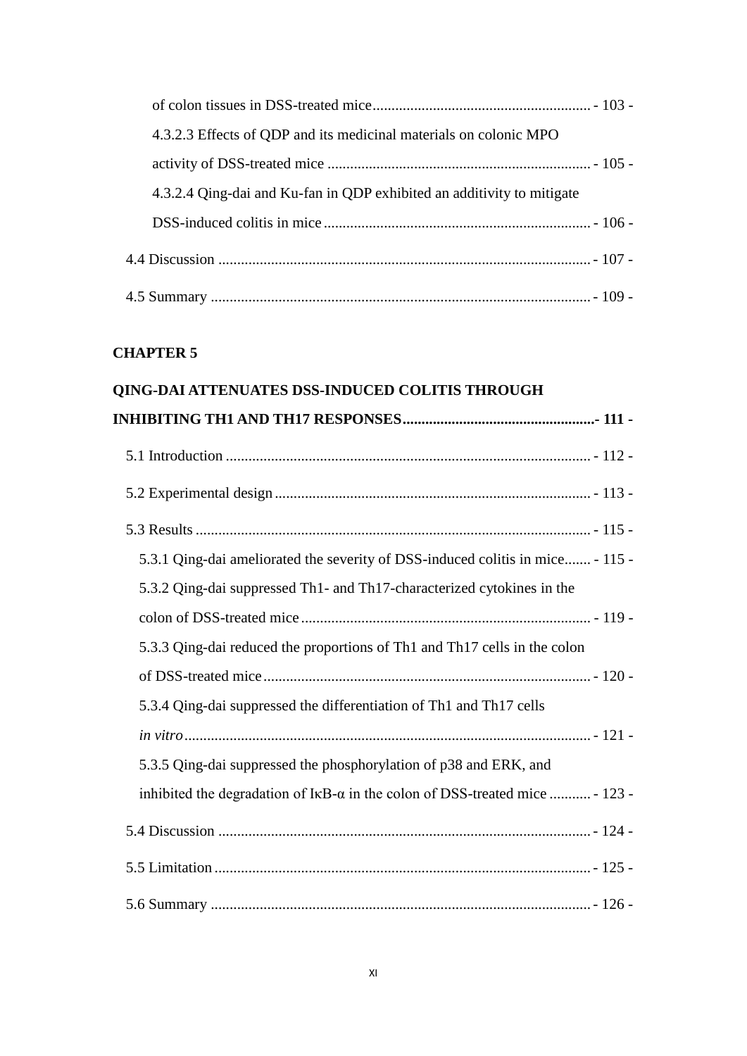of colon tissues in DSS-treated mice ........................................................ - 103 -

4.3.2.3 Effects of QDP and its medicinal materials on colonic MPO activity of DSS-treated mice ..................................................................... - 105 -

4.3.2.4 Qing-dai and Ku-fan in QDP exhibited an additivity to mitigate DSS-induced colitis in mice ...................................................................... - 106 -

4.4 Discussion ................................................................................................ - 107 -

4.5 Summary ................................................................................................... - 109 -

**CHAPTER 5**

**QING-DAI ATTENUATES DSS-INDUCED COLITIS THROUGH INHIBITING TH1 AND TH17 RESPONSES..................................................- 111 -**

5.1 Introduction ............................................................................................... - 112 -

5.2 Experimental design .................................................................................. - 113 -

5.3 Results ....................................................................................................... - 115 -

5.3.1 Qing-dai ameliorated the severity of DSS-induced colitis in mice....... - 115 -

5.3.2 Qing-dai suppressed Th1- and Th17-characterized cytokines in the colon of DSS-treated mice ............................................................................ - 119 -

5.3.3 Qing-dai reduced the proportions of Th1 and Th17 cells in the colon of DSS-treated mice ...................................................................................... - 120 -

5.3.4 Qing-dai suppressed the differentiation of Th1 and Th17 cells *in vitro* ........................................................................................................... - 121 -

5.3.5 Qing-dai suppressed the phosphorylation of p38 and ERK, and inhibited the degradation of IκB-α in the colon of DSS-treated mice ........... - 123 -

5.4 Discussion ................................................................................................. - 124 -

5.5 Limitation .................................................................................................. - 125 -

5.6 Summary ................................................................................................... - 126 -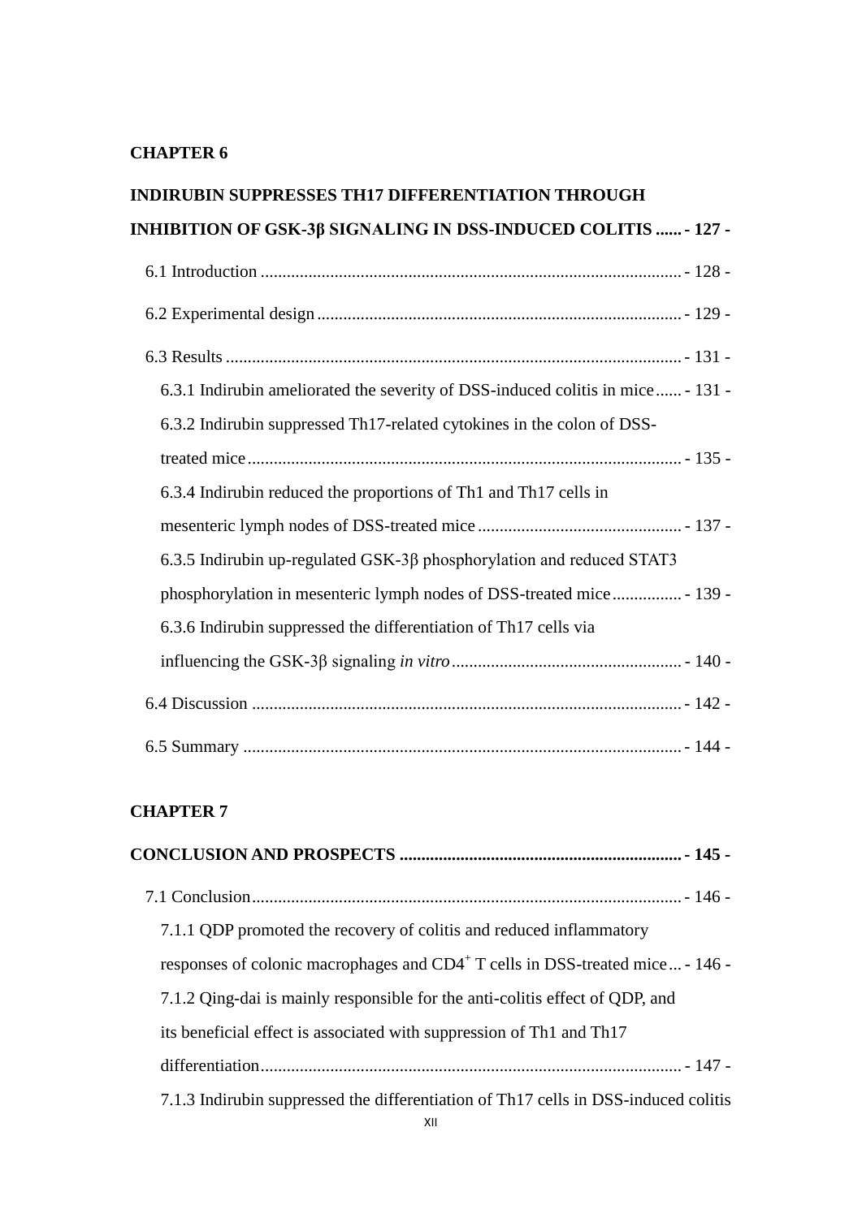**CHAPTER 6**

**INDIRUBIN SUPPRESSES TH17 DIFFERENTIATION THROUGH INHIBITION OF GSK-3β SIGNALING IN DSS-INDUCED COLITIS ...... - 127 -**

6.1 Introduction ................................................................................................ - 128 -

6.2 Experimental design ................................................................................... - 129 -

6.3 Results ........................................................................................................ - 131 -

6.3.1 Indirubin ameliorated the severity of DSS-induced colitis in mice ...... - 131 -

6.3.2 Indirubin suppressed Th17-related cytokines in the colon of DSS-treated mice .................................................................................................. - 135 -

6.3.4 Indirubin reduced the proportions of Th1 and Th17 cells in mesenteric lymph nodes of DSS-treated mice ............................................... - 137 -

6.3.5 Indirubin up-regulated GSK-3β phosphorylation and reduced STAT3 phosphorylation in mesenteric lymph nodes of DSS-treated mice ................ - 139 -

6.3.6 Indirubin suppressed the differentiation of Th17 cells via influencing the GSK-3β signaling *in vitro* .................................................... - 140 -

6.4 Discussion .................................................................................................. - 142 -

6.5 Summary .................................................................................................... - 144 -

**CHAPTER 7**

**CONCLUSION AND PROSPECTS ................................................................ - 145 -**

7.1 Conclusion.................................................................................................. - 146 -

7.1.1 QDP promoted the recovery of colitis and reduced inflammatory responses of colonic macrophages and $CD4^+$ T cells in DSS-treated mice ... - 146 -

7.1.2 Qing-dai is mainly responsible for the anti-colitis effect of QDP, and its beneficial effect is associated with suppression of Th1 and Th17 differentiation................................................................................................ - 147 -

7.1.3 Indirubin suppressed the differentiation of Th17 cells in DSS-induced colitis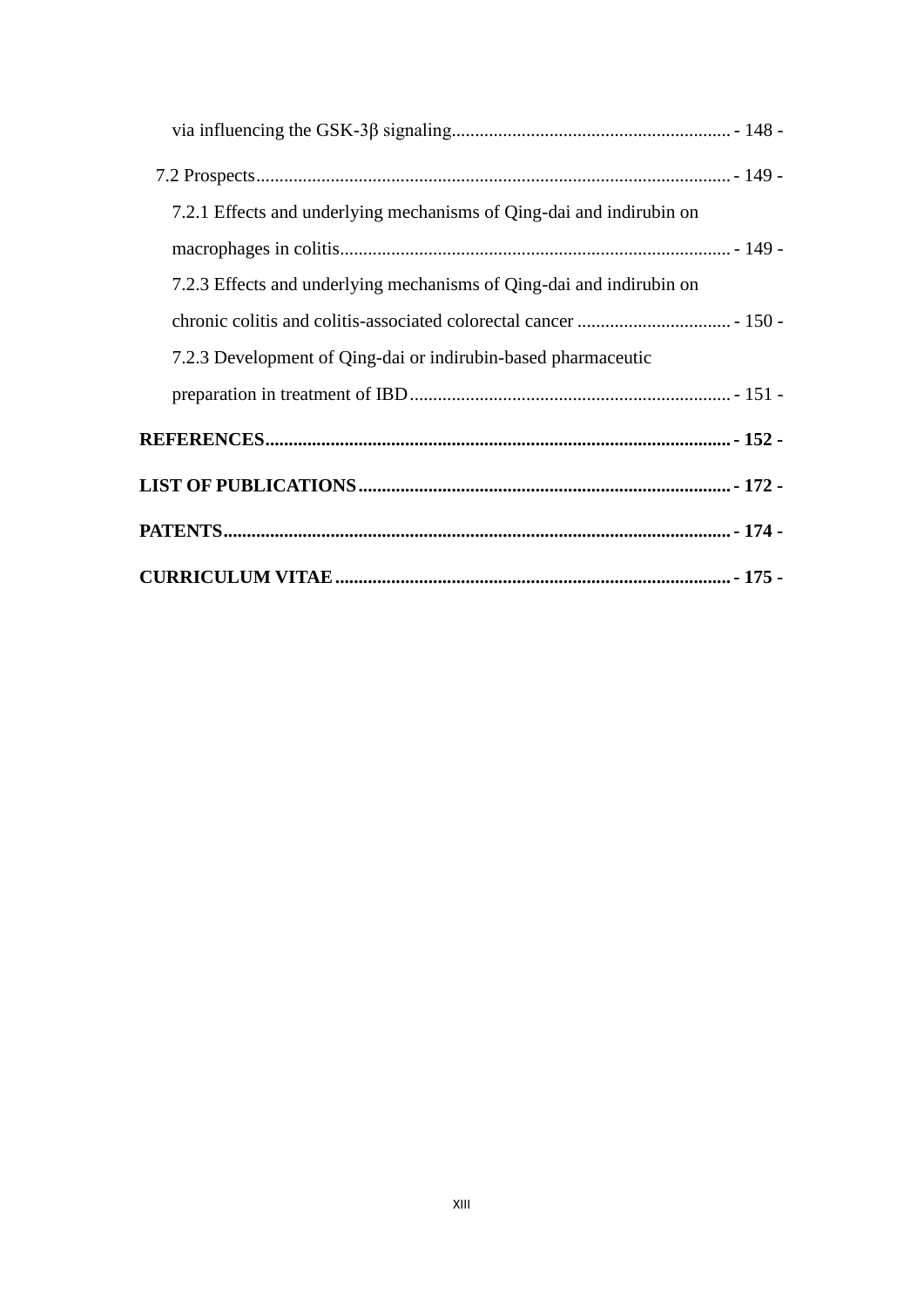via influencing the GSK-3β signaling - 148 -

7.2 Prospects - 149 -

7.2.1 Effects and underlying mechanisms of Qing-dai and indirubin on macrophages in colitis - 149 -

7.2.3 Effects and underlying mechanisms of Qing-dai and indirubin on chronic colitis and colitis-associated colorectal cancer - 150 -

7.2.3 Development of Qing-dai or indirubin-based pharmaceutic preparation in treatment of IBD - 151 -

**REFERENCES - 152 -**

**LIST OF PUBLICATIONS - 172 -**

**PATENTS - 174 -**

**CURRICULUM VITAE - 175 -**